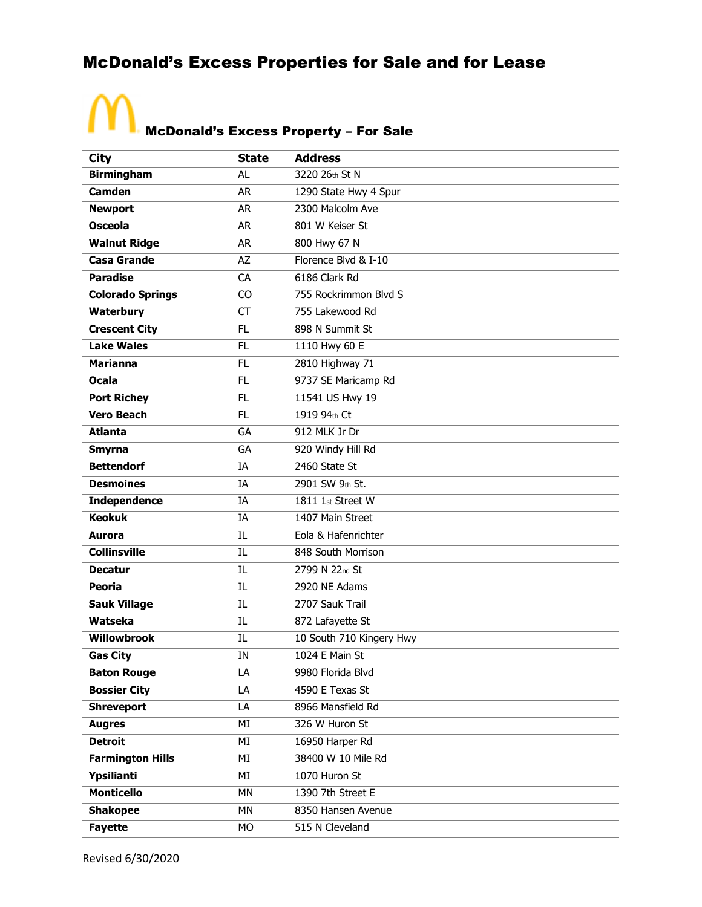# McDonald's Excess Properties for Sale and for Lease

## McDonald's Excess Property – For Sale

| City | State | Address |
|---|---|---|
| **Birmingham** | AL | 3220 26th St N |
| **Camden** | AR | 1290 State Hwy 4 Spur |
| **Newport** | AR | 2300 Malcolm Ave |
| **Osceola** | AR | 801 W Keiser St |
| **Walnut Ridge** | AR | 800 Hwy 67 N |
| **Casa Grande** | AZ | Florence Blvd & I-10 |
| **Paradise** | CA | 6186 Clark Rd |
| **Colorado Springs** | CO | 755 Rockrimmon Blvd S |
| **Waterbury** | CT | 755 Lakewood Rd |
| **Crescent City** | FL | 898 N Summit St |
| **Lake Wales** | FL | 1110 Hwy 60 E |
| **Marianna** | FL | 2810 Highway 71 |
| **Ocala** | FL | 9737 SE Maricamp Rd |
| **Port Richey** | FL | 11541 US Hwy 19 |
| **Vero Beach** | FL | 1919 94th Ct |
| **Atlanta** | GA | 912 MLK Jr Dr |
| **Smyrna** | GA | 920 Windy Hill Rd |
| **Bettendorf** | IA | 2460 State St |
| **Desmoines** | IA | 2901 SW 9th St. |
| **Independence** | IA | 1811 1st Street W |
| **Keokuk** | IA | 1407 Main Street |
| **Aurora** | IL | Eola & Hafenrichter |
| **Collinsville** | IL | 848 South Morrison |
| **Decatur** | IL | 2799 N 22nd St |
| **Peoria** | IL | 2920 NE Adams |
| **Sauk Village** | IL | 2707 Sauk Trail |
| **Watseka** | IL | 872 Lafayette St |
| **Willowbrook** | IL | 10 South 710 Kingery Hwy |
| **Gas City** | IN | 1024 E Main St |
| **Baton Rouge** | LA | 9980 Florida Blvd |
| **Bossier City** | LA | 4590 E Texas St |
| **Shreveport** | LA | 8966 Mansfield Rd |
| **Augres** | MI | 326 W Huron St |
| **Detroit** | MI | 16950 Harper Rd |
| **Farmington Hills** | MI | 38400 W 10 Mile Rd |
| **Ypsilianti** | MI | 1070 Huron St |
| **Monticello** | MN | 1390 7th Street E |
| **Shakopee** | MN | 8350 Hansen Avenue |
| **Fayette** | MO | 515 N Cleveland |

Revised 6/30/2020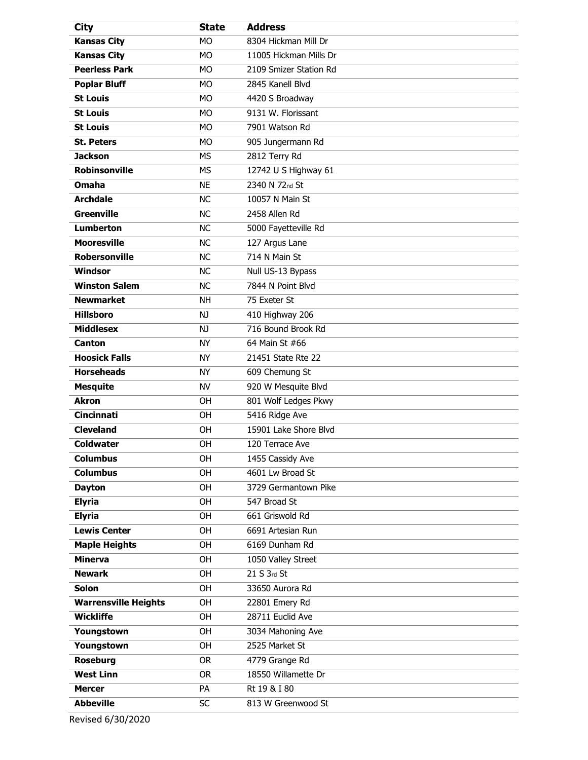| City | State | Address |
| --- | --- | --- |
| **Kansas City** | MO | 8304 Hickman Mill Dr |
| **Kansas City** | MO | 11005 Hickman Mills Dr |
| **Peerless Park** | MO | 2109 Smizer Station Rd |
| **Poplar Bluff** | MO | 2845 Kanell Blvd |
| **St Louis** | MO | 4420 S Broadway |
| **St Louis** | MO | 9131 W. Florissant |
| **St Louis** | MO | 7901 Watson Rd |
| **St. Peters** | MO | 905 Jungermann Rd |
| **Jackson** | MS | 2812 Terry Rd |
| **Robinsonville** | MS | 12742 U S Highway 61 |
| **Omaha** | NE | 2340 N 72nd St |
| **Archdale** | NC | 10057 N Main St |
| **Greenville** | NC | 2458 Allen Rd |
| **Lumberton** | NC | 5000 Fayetteville Rd |
| **Mooresville** | NC | 127 Argus Lane |
| **Robersonville** | NC | 714 N Main St |
| **Windsor** | NC | Null US-13 Bypass |
| **Winston Salem** | NC | 7844 N Point Blvd |
| **Newmarket** | NH | 75 Exeter St |
| **Hillsboro** | NJ | 410 Highway 206 |
| **Middlesex** | NJ | 716 Bound Brook Rd |
| **Canton** | NY | 64 Main St #66 |
| **Hoosick Falls** | NY | 21451 State Rte 22 |
| **Horseheads** | NY | 609 Chemung St |
| **Mesquite** | NV | 920 W Mesquite Blvd |
| **Akron** | OH | 801 Wolf Ledges Pkwy |
| **Cincinnati** | OH | 5416 Ridge Ave |
| **Cleveland** | OH | 15901 Lake Shore Blvd |
| **Coldwater** | OH | 120 Terrace Ave |
| **Columbus** | OH | 1455 Cassidy Ave |
| **Columbus** | OH | 4601 Lw Broad St |
| **Dayton** | OH | 3729 Germantown Pike |
| **Elyria** | OH | 547 Broad St |
| **Elyria** | OH | 661 Griswold Rd |
| **Lewis Center** | OH | 6691 Artesian Run |
| **Maple Heights** | OH | 6169 Dunham Rd |
| **Minerva** | OH | 1050 Valley Street |
| **Newark** | OH | 21 S 3rd St |
| **Solon** | OH | 33650 Aurora Rd |
| **Warrensville Heights** | OH | 22801 Emery Rd |
| **Wickliffe** | OH | 28711 Euclid Ave |
| **Youngstown** | OH | 3034 Mahoning Ave |
| **Youngstown** | OH | 2525 Market St |
| **Roseburg** | OR | 4779 Grange Rd |
| **West Linn** | OR | 18550 Willamette Dr |
| **Mercer** | PA | Rt 19 & I 80 |
| **Abbeville** | SC | 813 W Greenwood St |

Revised 6/30/2020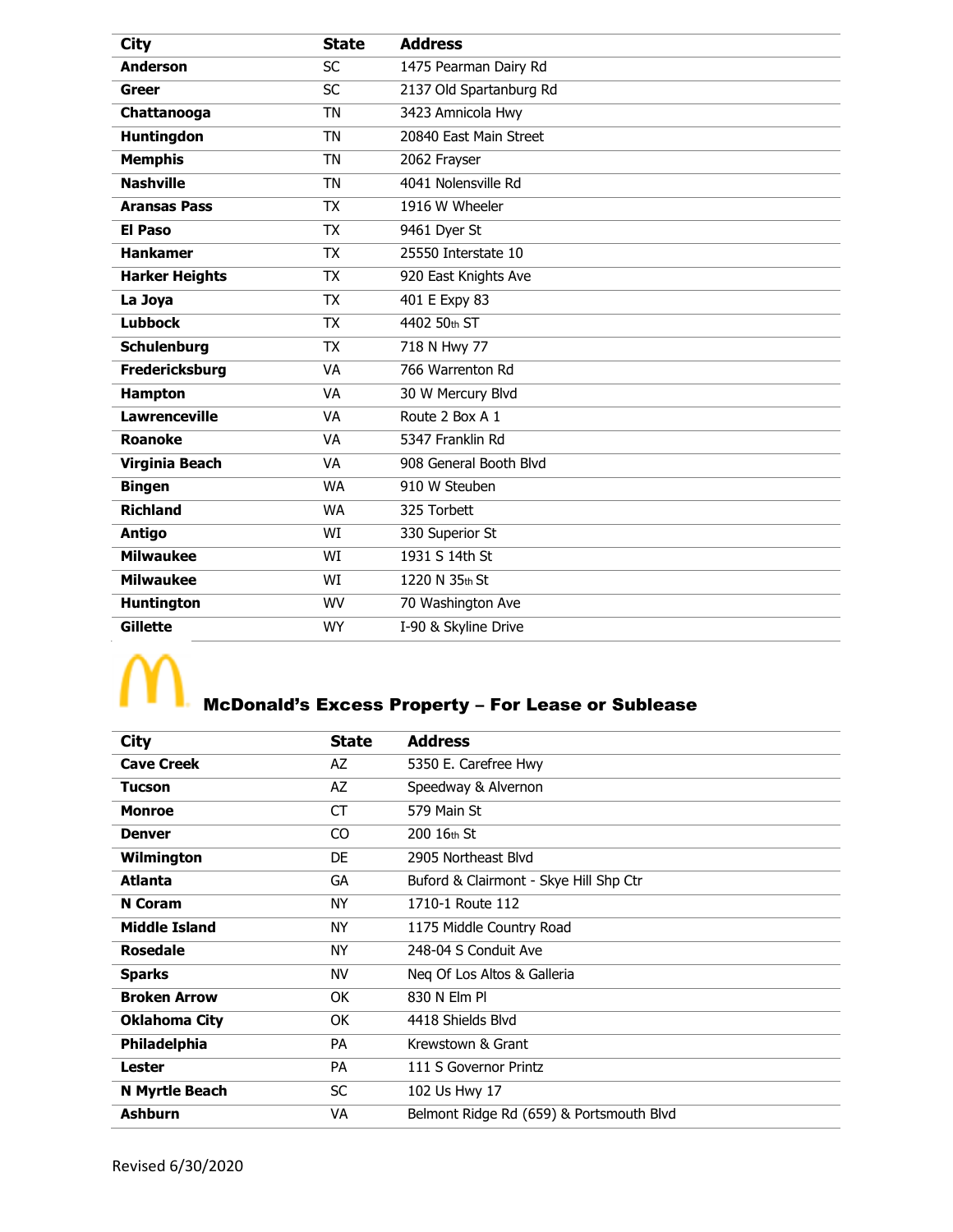| City | State | Address |
|---|---|---|
| **Anderson** | SC | 1475 Pearman Dairy Rd |
| **Greer** | SC | 2137 Old Spartanburg Rd |
| **Chattanooga** | TN | 3423 Amnicola Hwy |
| **Huntingdon** | TN | 20840 East Main Street |
| **Memphis** | TN | 2062 Frayser |
| **Nashville** | TN | 4041 Nolensville Rd |
| **Aransas Pass** | TX | 1916 W Wheeler |
| **El Paso** | TX | 9461 Dyer St |
| **Hankamer** | TX | 25550 Interstate 10 |
| **Harker Heights** | TX | 920 East Knights Ave |
| **La Joya** | TX | 401 E Expy 83 |
| **Lubbock** | TX | 4402 50th ST |
| **Schulenburg** | TX | 718 N Hwy 77 |
| **Fredericksburg** | VA | 766 Warrenton Rd |
| **Hampton** | VA | 30 W Mercury Blvd |
| **Lawrenceville** | VA | Route 2 Box A 1 |
| **Roanoke** | VA | 5347 Franklin Rd |
| **Virginia Beach** | VA | 908 General Booth Blvd |
| **Bingen** | WA | 910 W Steuben |
| **Richland** | WA | 325 Torbett |
| **Antigo** | WI | 330 Superior St |
| **Milwaukee** | WI | 1931 S 14th St |
| **Milwaukee** | WI | 1220 N 35th St |
| **Huntington** | WV | 70 Washington Ave |
| **Gillette** | WY | I-90 & Skyline Drive |

## McDonald's Excess Property – For Lease or Sublease

| City | State | Address |
|---|---|---|
| **Cave Creek** | AZ | 5350 E. Carefree Hwy |
| **Tucson** | AZ | Speedway & Alvernon |
| **Monroe** | CT | 579 Main St |
| **Denver** | CO | 200 16th St |
| **Wilmington** | DE | 2905 Northeast Blvd |
| **Atlanta** | GA | Buford & Clairmont - Skye Hill Shp Ctr |
| **N Coram** | NY | 1710-1 Route 112 |
| **Middle Island** | NY | 1175 Middle Country Road |
| **Rosedale** | NY | 248-04 S Conduit Ave |
| **Sparks** | NV | Neq Of Los Altos & Galleria |
| **Broken Arrow** | OK | 830 N Elm Pl |
| **Oklahoma City** | OK | 4418 Shields Blvd |
| **Philadelphia** | PA | Krewstown & Grant |
| **Lester** | PA | 111 S Governor Printz |
| **N Myrtle Beach** | SC | 102 Us Hwy 17 |
| **Ashburn** | VA | Belmont Ridge Rd (659) & Portsmouth Blvd |

Revised 6/30/2020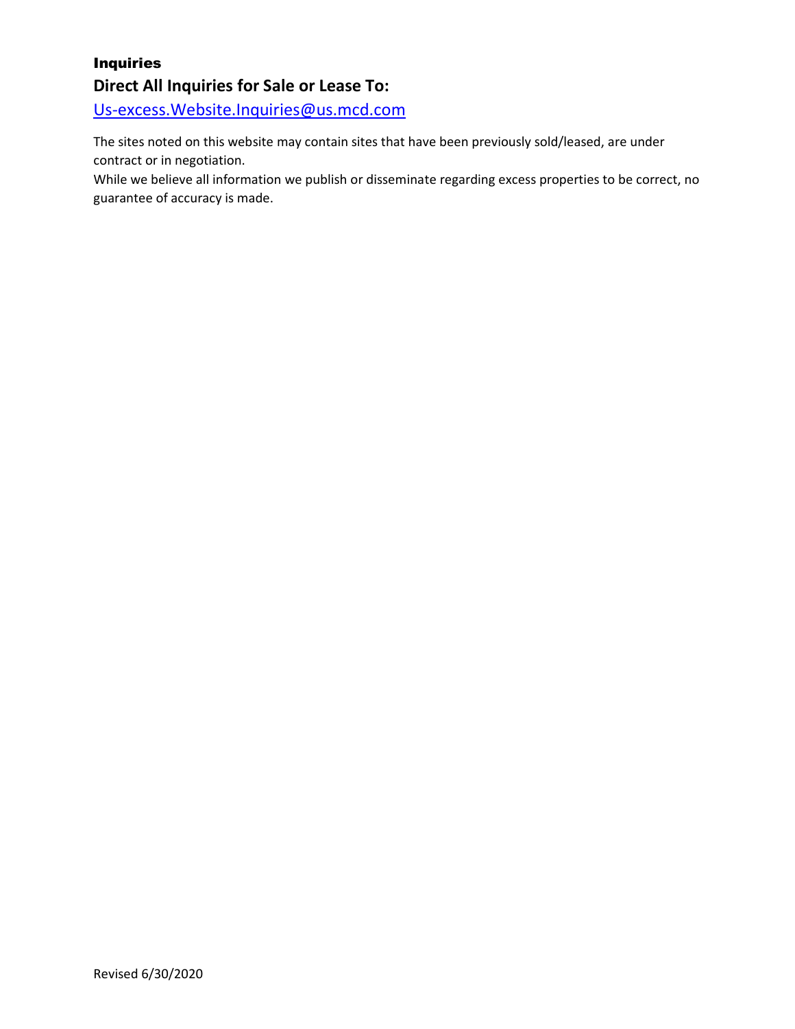### Inquiries

## Direct All Inquiries for Sale or Lease To:

[Us-excess.Website.Inquiries@us.mcd.com](mailto:Us-excess.Website.Inquiries@us.mcd.com)

The sites noted on this website may contain sites that have been previously sold/leased, are under contract or in negotiation.
While we believe all information we publish or disseminate regarding excess properties to be correct, no guarantee of accuracy is made.

Revised 6/30/2020